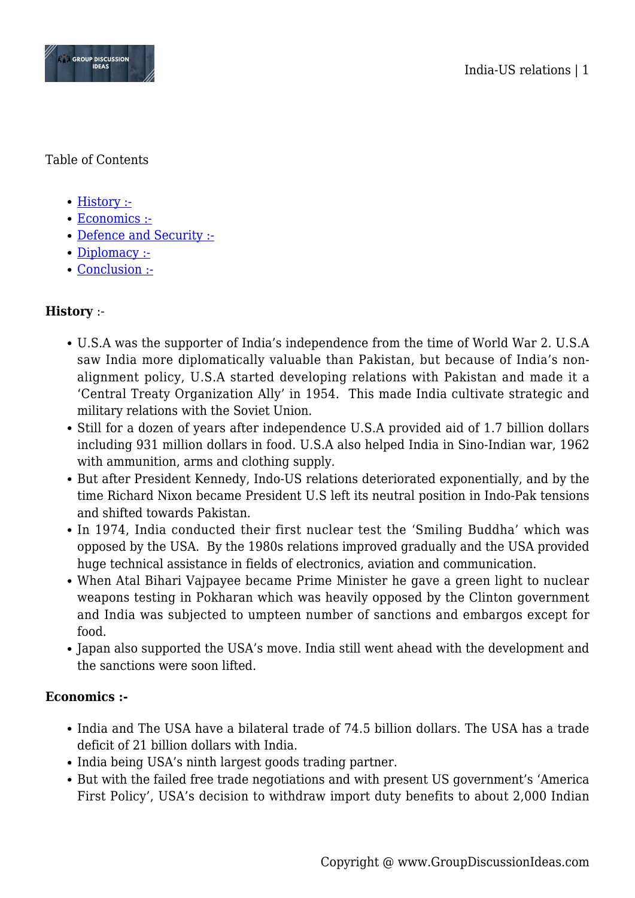Table of Contents

- History :-
- Economics :-
- Defence and Security :-
- Diplomacy :-
- Conclusion :-

**History** :-

- U.S.A was the supporter of India's independence from the time of World War 2. U.S.A saw India more diplomatically valuable than Pakistan, but because of India's non-alignment policy, U.S.A started developing relations with Pakistan and made it a 'Central Treaty Organization Ally' in 1954. This made India cultivate strategic and military relations with the Soviet Union.
- Still for a dozen of years after independence U.S.A provided aid of 1.7 billion dollars including 931 million dollars in food. U.S.A also helped India in Sino-Indian war, 1962 with ammunition, arms and clothing supply.
- But after President Kennedy, Indo-US relations deteriorated exponentially, and by the time Richard Nixon became President U.S left its neutral position in Indo-Pak tensions and shifted towards Pakistan.
- In 1974, India conducted their first nuclear test the 'Smiling Buddha' which was opposed by the USA. By the 1980s relations improved gradually and the USA provided huge technical assistance in fields of electronics, aviation and communication.
- When Atal Bihari Vajpayee became Prime Minister he gave a green light to nuclear weapons testing in Pokharan which was heavily opposed by the Clinton government and India was subjected to umpteen number of sanctions and embargos except for food.
- Japan also supported the USA's move. India still went ahead with the development and the sanctions were soon lifted.

**Economics :-**

- India and The USA have a bilateral trade of 74.5 billion dollars. The USA has a trade deficit of 21 billion dollars with India.
- India being USA's ninth largest goods trading partner.
- But with the failed free trade negotiations and with present US government's 'America First Policy', USA's decision to withdraw import duty benefits to about 2,000 Indian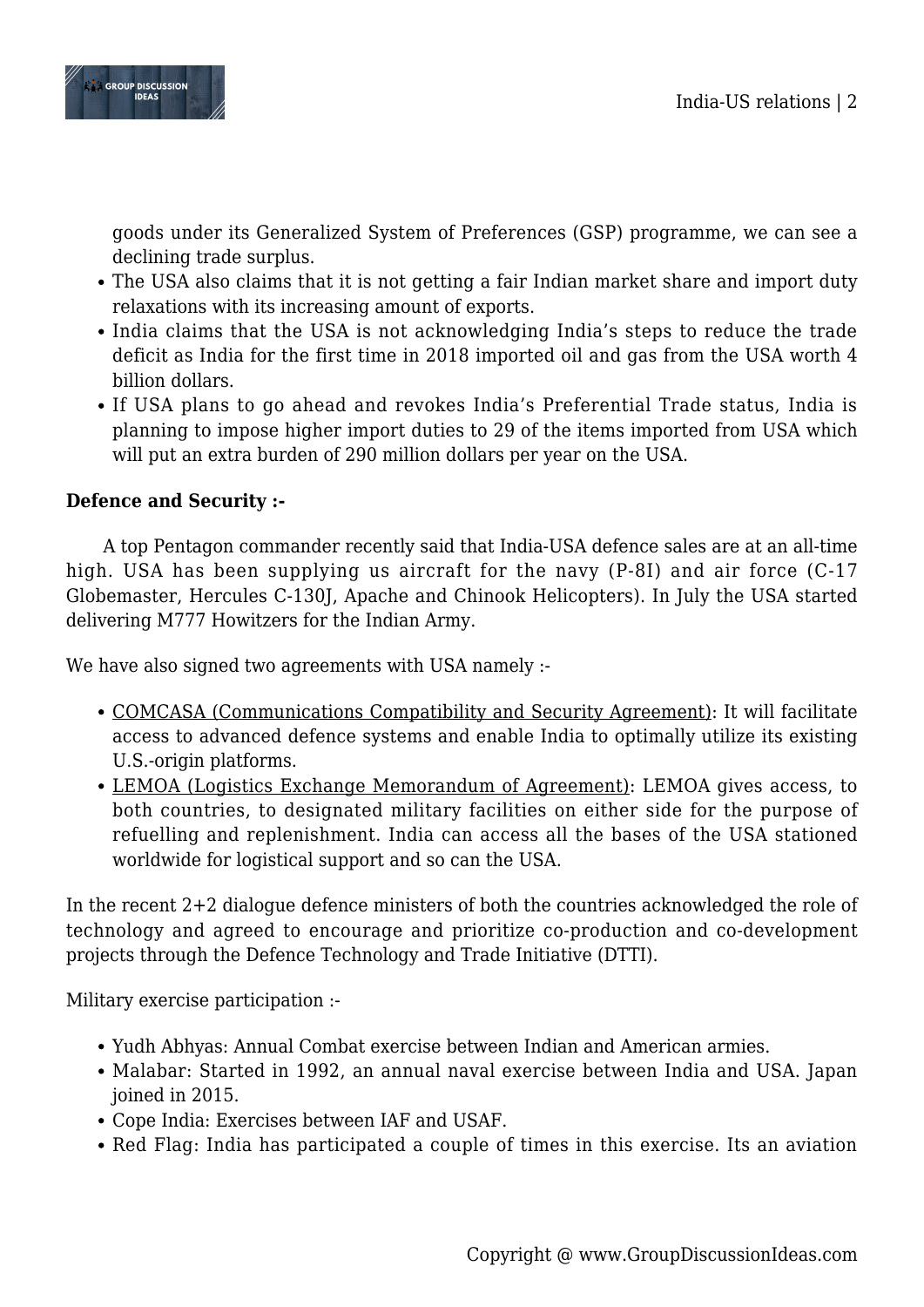goods under its Generalized System of Preferences (GSP) programme, we can see a declining trade surplus.
- The USA also claims that it is not getting a fair Indian market share and import duty relaxations with its increasing amount of exports.
- India claims that the USA is not acknowledging India's steps to reduce the trade deficit as India for the first time in 2018 imported oil and gas from the USA worth 4 billion dollars.
- If USA plans to go ahead and revokes India's Preferential Trade status, India is planning to impose higher import duties to 29 of the items imported from USA which will put an extra burden of 290 million dollars per year on the USA.

**Defence and Security :-**

A top Pentagon commander recently said that India-USA defence sales are at an all-time high. USA has been supplying us aircraft for the navy (P-8I) and air force (C-17 Globemaster, Hercules C-130J, Apache and Chinook Helicopters). In July the USA started delivering M777 Howitzers for the Indian Army.

We have also signed two agreements with USA namely :-

- COMCASA (Communications Compatibility and Security Agreement): It will facilitate access to advanced defence systems and enable India to optimally utilize its existing U.S.-origin platforms.
- LEMOA (Logistics Exchange Memorandum of Agreement): LEMOA gives access, to both countries, to designated military facilities on either side for the purpose of refuelling and replenishment. India can access all the bases of the USA stationed worldwide for logistical support and so can the USA.

In the recent 2+2 dialogue defence ministers of both the countries acknowledged the role of technology and agreed to encourage and prioritize co-production and co-development projects through the Defence Technology and Trade Initiative (DTTI).

Military exercise participation :-

- Yudh Abhyas: Annual Combat exercise between Indian and American armies.
- Malabar: Started in 1992, an annual naval exercise between India and USA. Japan joined in 2015.
- Cope India: Exercises between IAF and USAF.
- Red Flag: India has participated a couple of times in this exercise. Its an aviation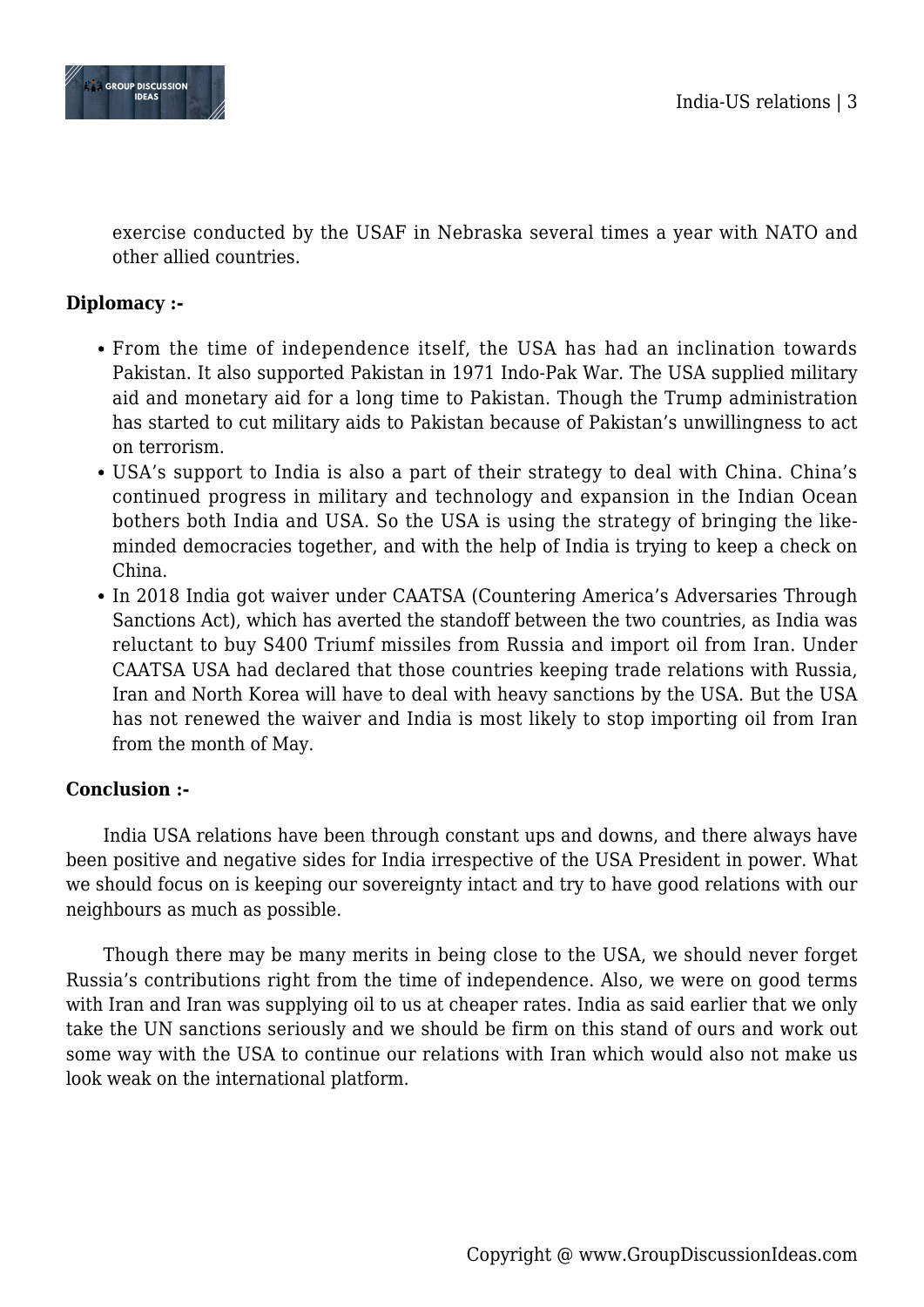exercise conducted by the USAF in Nebraska several times a year with NATO and other allied countries.

**Diplomacy :-**

- From the time of independence itself, the USA has had an inclination towards Pakistan. It also supported Pakistan in 1971 Indo-Pak War. The USA supplied military aid and monetary aid for a long time to Pakistan. Though the Trump administration has started to cut military aids to Pakistan because of Pakistan's unwillingness to act on terrorism.
- USA's support to India is also a part of their strategy to deal with China. China's continued progress in military and technology and expansion in the Indian Ocean bothers both India and USA. So the USA is using the strategy of bringing the like-minded democracies together, and with the help of India is trying to keep a check on China.
- In 2018 India got waiver under CAATSA (Countering America's Adversaries Through Sanctions Act), which has averted the standoff between the two countries, as India was reluctant to buy S400 Triumf missiles from Russia and import oil from Iran. Under CAATSA USA had declared that those countries keeping trade relations with Russia, Iran and North Korea will have to deal with heavy sanctions by the USA. But the USA has not renewed the waiver and India is most likely to stop importing oil from Iran from the month of May.

**Conclusion :-**

India USA relations have been through constant ups and downs, and there always have been positive and negative sides for India irrespective of the USA President in power. What we should focus on is keeping our sovereignty intact and try to have good relations with our neighbours as much as possible.

Though there may be many merits in being close to the USA, we should never forget Russia's contributions right from the time of independence. Also, we were on good terms with Iran and Iran was supplying oil to us at cheaper rates. India as said earlier that we only take the UN sanctions seriously and we should be firm on this stand of ours and work out some way with the USA to continue our relations with Iran which would also not make us look weak on the international platform.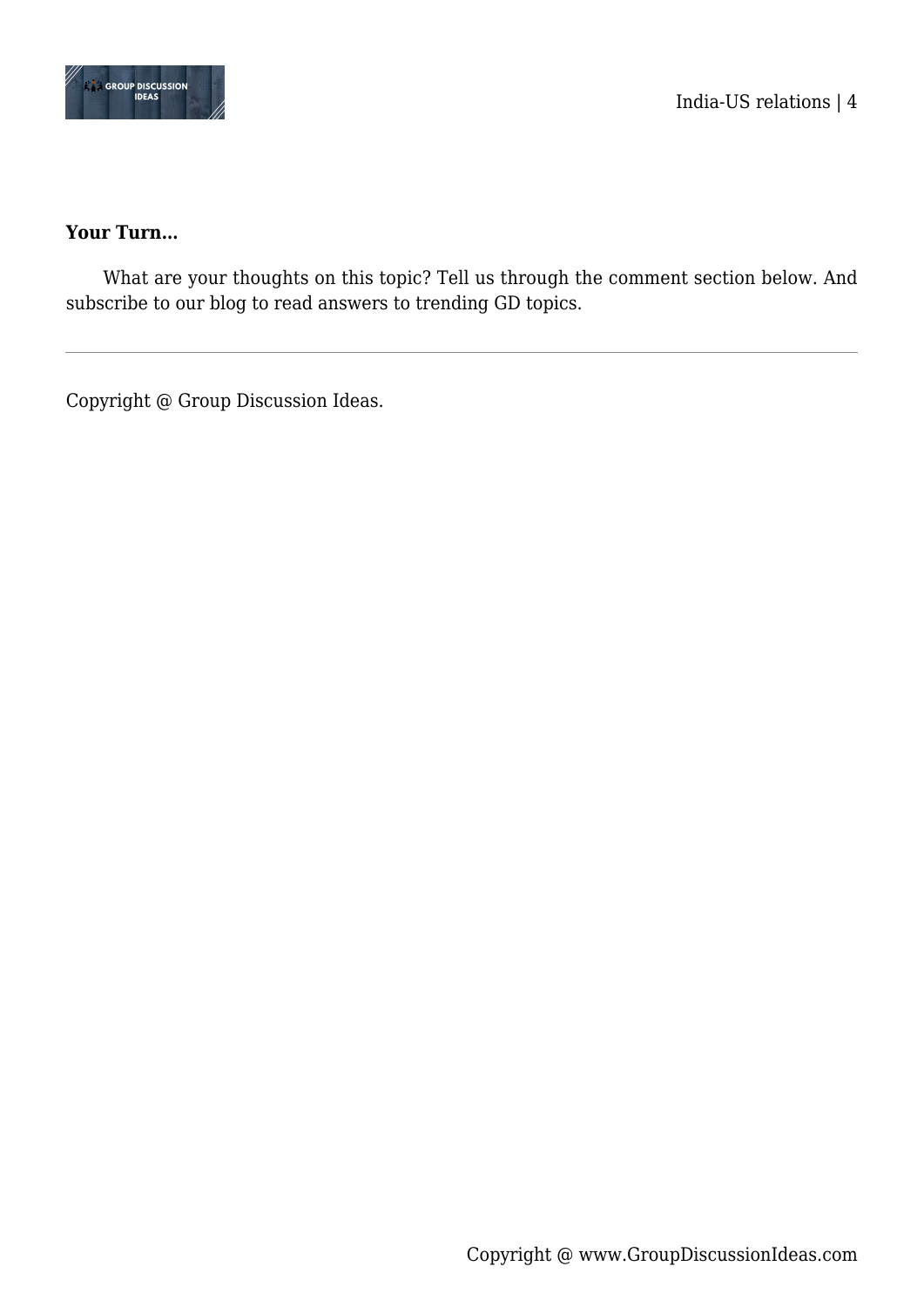**Your Turn…**

What are your thoughts on this topic? Tell us through the comment section below. And subscribe to our blog to read answers to trending GD topics.

---

Copyright @ Group Discussion Ideas.